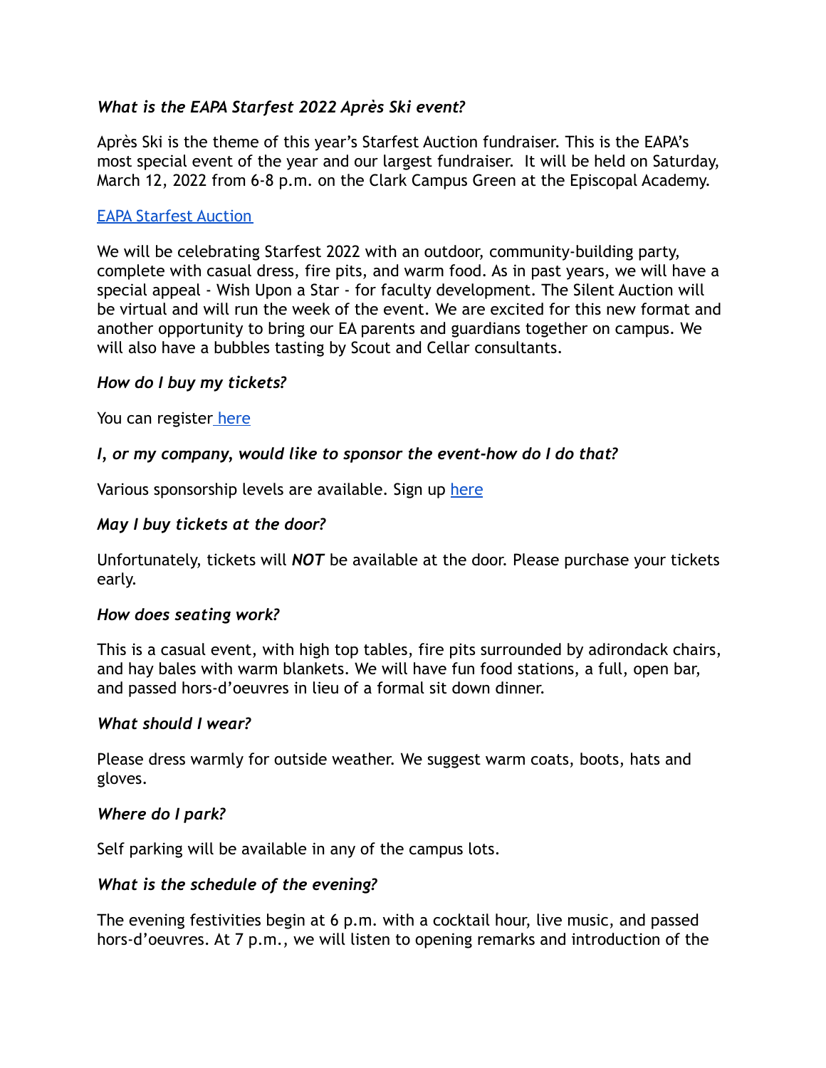***What is the EAPA Starfest 2022 Après Ski event?***

Après Ski is the theme of this year's Starfest Auction fundraiser. This is the EAPA's most special event of the year and our largest fundraiser. It will be held on Saturday, March 12, 2022 from 6-8 p.m. on the Clark Campus Green at the Episcopal Academy.

EAPA Starfest Auction

We will be celebrating Starfest 2022 with an outdoor, community-building party, complete with casual dress, fire pits, and warm food. As in past years, we will have a special appeal - Wish Upon a Star - for faculty development. The Silent Auction will be virtual and will run the week of the event. We are excited for this new format and another opportunity to bring our EA parents and guardians together on campus. We will also have a bubbles tasting by Scout and Cellar consultants.

***How do I buy my tickets?***

You can register here

***I, or my company, would like to sponsor the event-how do I do that?***

Various sponsorship levels are available. Sign up here

***May I buy tickets at the door?***

Unfortunately, tickets will ***NOT*** be available at the door. Please purchase your tickets early.

***How does seating work?***

This is a casual event, with high top tables, fire pits surrounded by adirondack chairs, and hay bales with warm blankets. We will have fun food stations, a full, open bar, and passed hors-d'oeuvres in lieu of a formal sit down dinner.

***What should I wear?***

Please dress warmly for outside weather. We suggest warm coats, boots, hats and gloves.

***Where do I park?***

Self parking will be available in any of the campus lots.

***What is the schedule of the evening?***

The evening festivities begin at 6 p.m. with a cocktail hour, live music, and passed hors-d'oeuvres. At 7 p.m., we will listen to opening remarks and introduction of the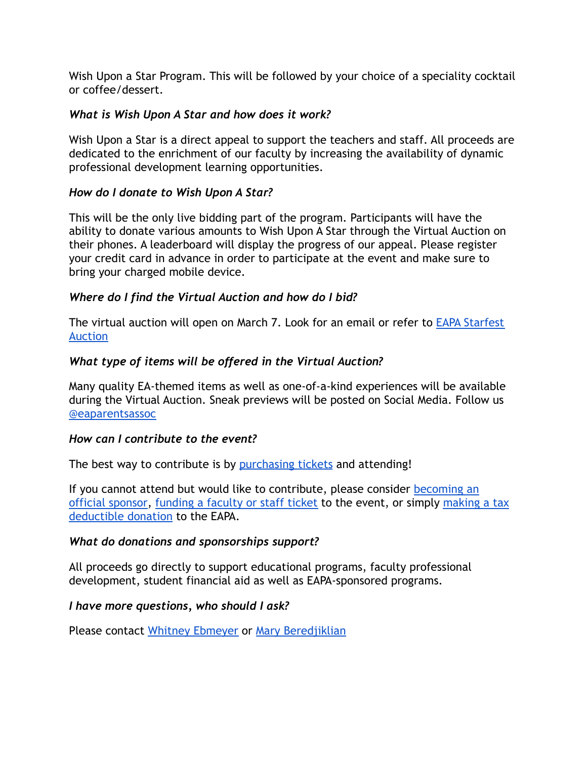Wish Upon a Star Program. This will be followed by your choice of a speciality cocktail or coffee/dessert.

*What is Wish Upon A Star and how does it work?*

Wish Upon a Star is a direct appeal to support the teachers and staff. All proceeds are dedicated to the enrichment of our faculty by increasing the availability of dynamic professional development learning opportunities.

*How do I donate to Wish Upon A Star?*

This will be the only live bidding part of the program. Participants will have the ability to donate various amounts to Wish Upon A Star through the Virtual Auction on their phones. A leaderboard will display the progress of our appeal. Please register your credit card in advance in order to participate at the event and make sure to bring your charged mobile device.

*Where do I find the Virtual Auction and how do I bid?*

The virtual auction will open on March 7. Look for an email or refer to EAPA Starfest Auction

*What type of items will be offered in the Virtual Auction?*

Many quality EA-themed items as well as one-of-a-kind experiences will be available during the Virtual Auction. Sneak previews will be posted on Social Media. Follow us @eaparentsassoc

*How can I contribute to the event?*

The best way to contribute is by purchasing tickets and attending!

If you cannot attend but would like to contribute, please consider becoming an official sponsor, funding a faculty or staff ticket to the event, or simply making a tax deductible donation to the EAPA.

*What do donations and sponsorships support?*

All proceeds go directly to support educational programs, faculty professional development, student financial aid as well as EAPA-sponsored programs.

*I have more questions, who should I ask?*

Please contact Whitney Ebmeyer or Mary Beredjiklian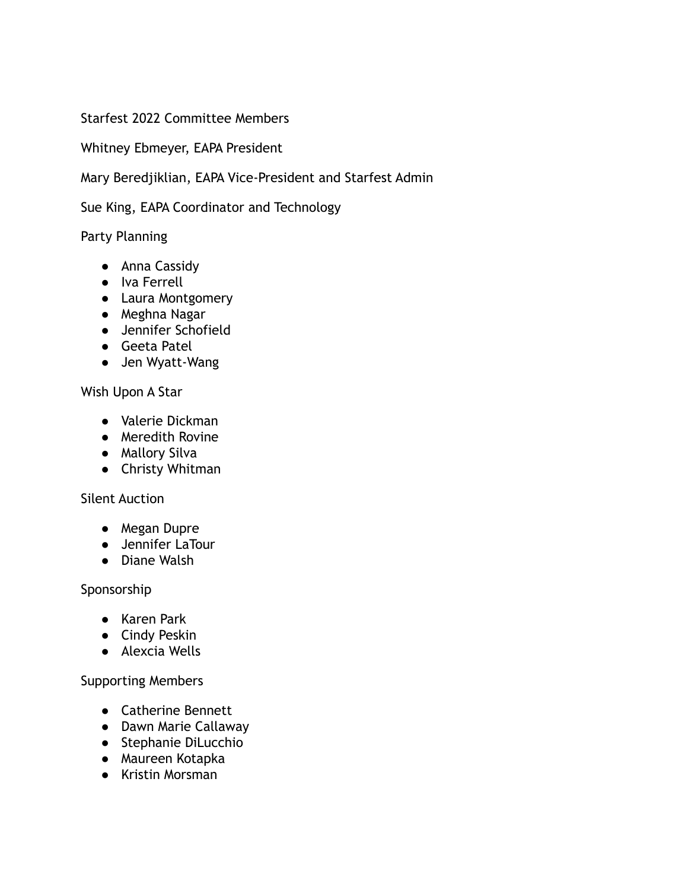Starfest 2022 Committee Members

Whitney Ebmeyer, EAPA President

Mary Beredjiklian, EAPA Vice-President and Starfest Admin

Sue King, EAPA Coordinator and Technology

Party Planning

- Anna Cassidy
- Iva Ferrell
- Laura Montgomery
- Meghna Nagar
- Jennifer Schofield
- Geeta Patel
- Jen Wyatt-Wang

Wish Upon A Star

- Valerie Dickman
- Meredith Rovine
- Mallory Silva
- Christy Whitman

Silent Auction

- Megan Dupre
- Jennifer LaTour
- Diane Walsh

Sponsorship

- Karen Park
- Cindy Peskin
- Alexcia Wells

Supporting Members

- Catherine Bennett
- Dawn Marie Callaway
- Stephanie DiLucchio
- Maureen Kotapka
- Kristin Morsman